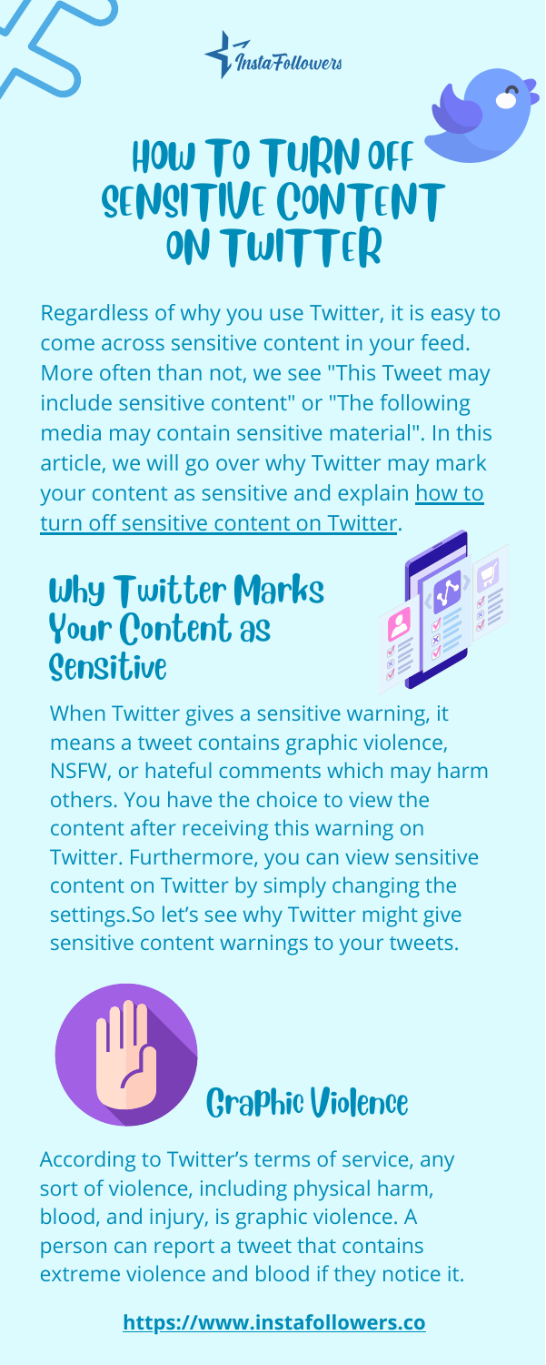# HOW TO TURN OFF SENSITIVE CONTENT ON TWITTER

Regardless of why you use Twitter, it is easy to come across sensitive content in your feed. More often than not, we see "This Tweet may include sensitive content" or "The following media may contain sensitive material". In this article, we will go over why Twitter may mark your content as sensitive and explain how to turn off sensitive content on Twitter.

## Why Twitter Marks Your Content as Sensitive

When Twitter gives a sensitive warning, it means a tweet contains graphic violence, NSFW, or hateful comments which may harm others. You have the choice to view the content after receiving this warning on Twitter. Furthermore, you can view sensitive content on Twitter by simply changing the settings.So let's see why Twitter might give sensitive content warnings to your tweets.

### Graphic Violence

According to Twitter's terms of service, any sort of violence, including physical harm, blood, and injury, is graphic violence. A person can report a tweet that contains extreme violence and blood if they notice it.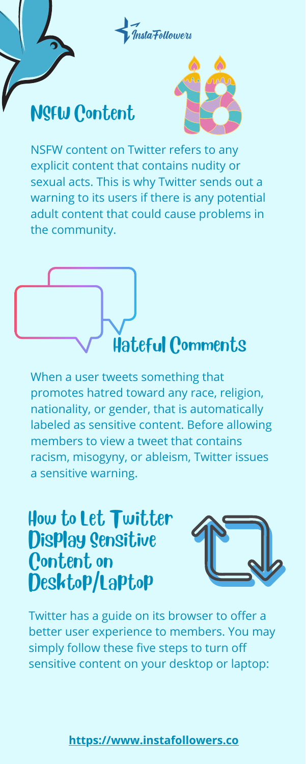## NSFW Content

NSFW content on Twitter refers to any explicit content that contains nudity or sexual acts. This is why Twitter sends out a warning to its users if there is any potential adult content that could cause problems in the community.

## Hateful Comments

When a user tweets something that promotes hatred toward any race, religion, nationality, or gender, that is automatically labeled as sensitive content. Before allowing members to view a tweet that contains racism, misogyny, or ableism, Twitter issues a sensitive warning.

## How to Let Twitter Display Sensitive Content on Desktop/Laptop

Twitter has a guide on its browser to offer a better user experience to members. You may simply follow these five steps to turn off sensitive content on your desktop or laptop: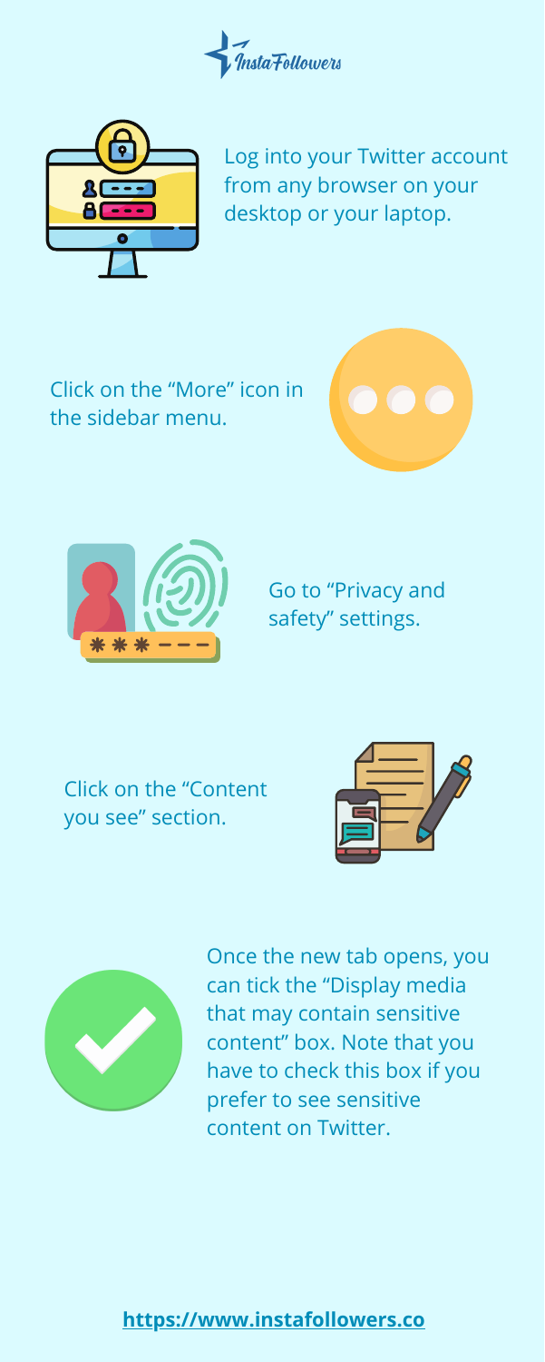InstaFollowers

Log into your Twitter account from any browser on your desktop or your laptop.

Click on the "More" icon in the sidebar menu.

Go to "Privacy and safety" settings.

Click on the "Content you see" section.

Once the new tab opens, you can tick the "Display media that may contain sensitive content" box. Note that you have to check this box if you prefer to see sensitive content on Twitter.

**https://www.instafollowers.co**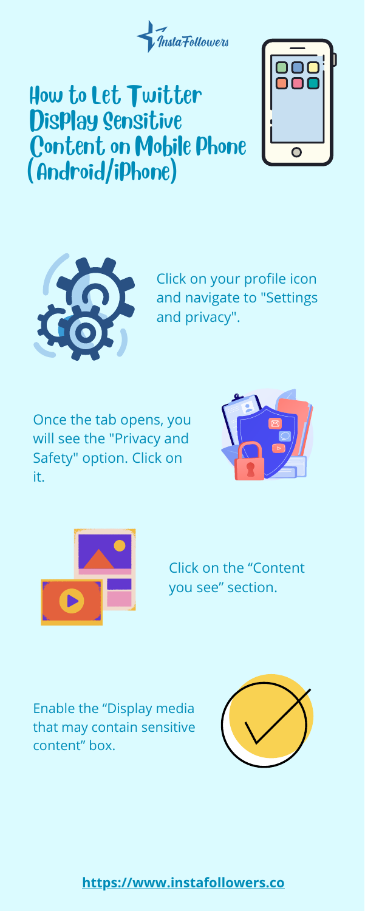InstaFollowers

# How to Let Twitter Display Sensitive Content on Mobile Phone (Android/iPhone)

Click on your profile icon and navigate to "Settings and privacy".

Once the tab opens, you will see the "Privacy and Safety" option. Click on it.

Click on the “Content you see” section.

Enable the “Display media that may contain sensitive content” box.

**https://www.instafollowers.co**